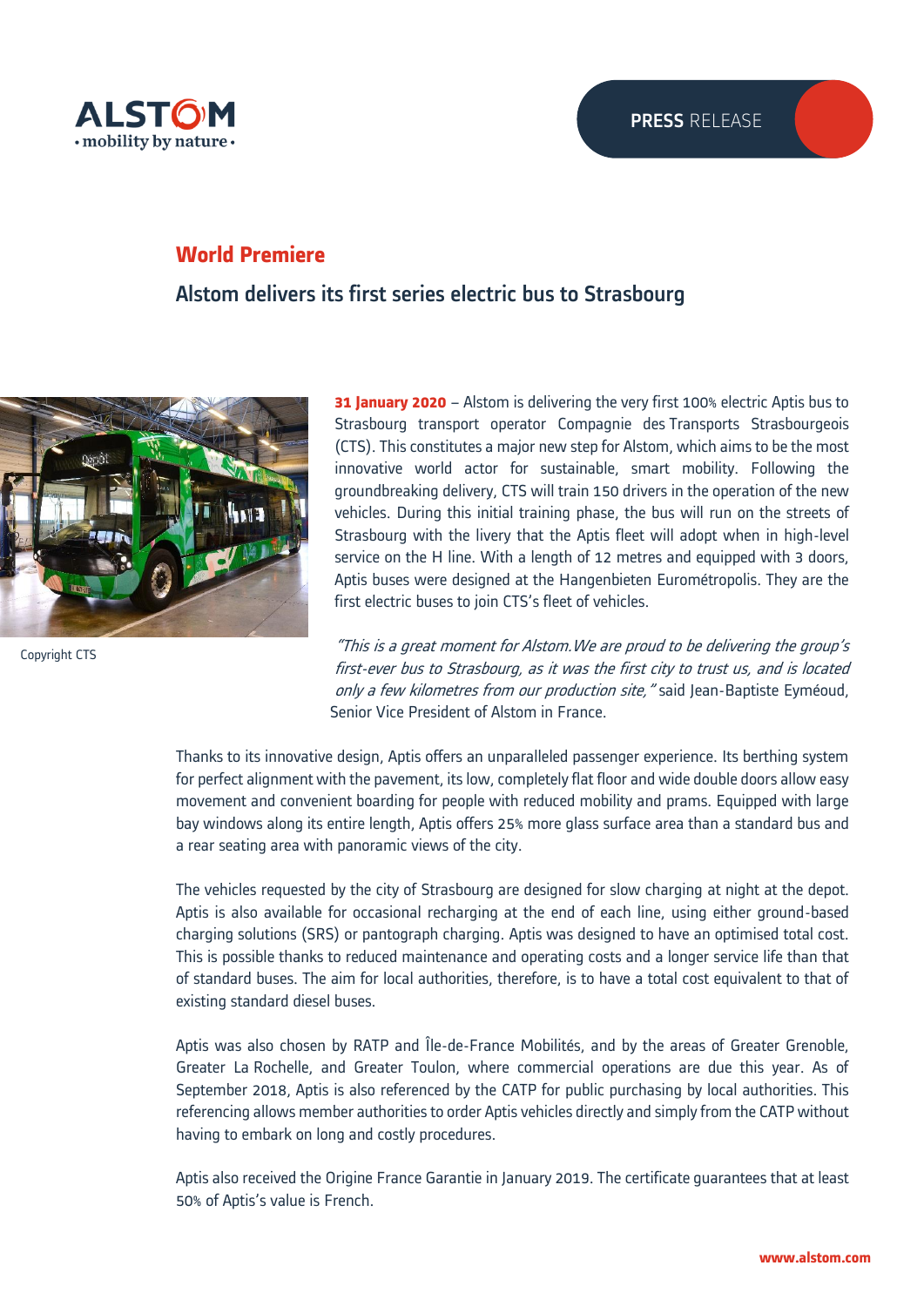**PRESS** RELEASE

# World Premiere

## Alstom delivers its first series electric bus to Strasbourg

Copyright CTS

**31 January 2020** – Alstom is delivering the very first 100% electric Aptis bus to Strasbourg transport operator Compagnie des Transports Strasbourgeois (CTS). This constitutes a major new step for Alstom, which aims to be the most innovative world actor for sustainable, smart mobility. Following the groundbreaking delivery, CTS will train 150 drivers in the operation of the new vehicles. During this initial training phase, the bus will run on the streets of Strasbourg with the livery that the Aptis fleet will adopt when in high-level service on the H line. With a length of 12 metres and equipped with 3 doors, Aptis buses were designed at the Hangenbieten Eurométropolis. They are the first electric buses to join CTS's fleet of vehicles.

*"This is a great moment for Alstom. We are proud to be delivering the group's first-ever bus to Strasbourg, as it was the first city to trust us, and is located only a few kilometres from our production site,"* said Jean-Baptiste Eyméoud, Senior Vice President of Alstom in France.

Thanks to its innovative design, Aptis offers an unparalleled passenger experience. Its berthing system for perfect alignment with the pavement, its low, completely flat floor and wide double doors allow easy movement and convenient boarding for people with reduced mobility and prams. Equipped with large bay windows along its entire length, Aptis offers 25% more glass surface area than a standard bus and a rear seating area with panoramic views of the city.

The vehicles requested by the city of Strasbourg are designed for slow charging at night at the depot. Aptis is also available for occasional recharging at the end of each line, using either ground-based charging solutions (SRS) or pantograph charging. Aptis was designed to have an optimised total cost. This is possible thanks to reduced maintenance and operating costs and a longer service life than that of standard buses. The aim for local authorities, therefore, is to have a total cost equivalent to that of existing standard diesel buses.

Aptis was also chosen by RATP and Île-de-France Mobilités, and by the areas of Greater Grenoble, Greater La Rochelle, and Greater Toulon, where commercial operations are due this year. As of September 2018, Aptis is also referenced by the CATP for public purchasing by local authorities. This referencing allows member authorities to order Aptis vehicles directly and simply from the CATP without having to embark on long and costly procedures.

Aptis also received the Origine France Garantie in January 2019. The certificate guarantees that at least 50% of Aptis's value is French.

www.alstom.com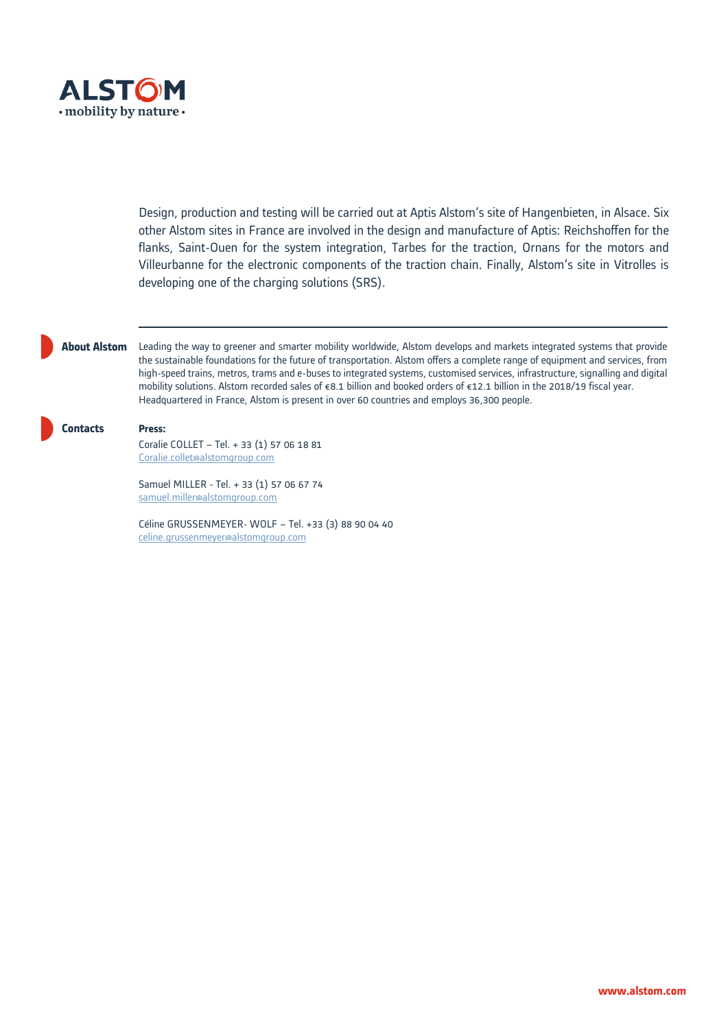Design, production and testing will be carried out at Aptis Alstom's site of Hangenbieten, in Alsace. Six other Alstom sites in France are involved in the design and manufacture of Aptis: Reichshoffen for the flanks, Saint-Ouen for the system integration, Tarbes for the traction, Ornans for the motors and Villeurbanne for the electronic components of the traction chain. Finally, Alstom's site in Vitrolles is developing one of the charging solutions (SRS).

---

**About Alstom**

Leading the way to greener and smarter mobility worldwide, Alstom develops and markets integrated systems that provide the sustainable foundations for the future of transportation. Alstom offers a complete range of equipment and services, from high-speed trains, metros, trams and e-buses to integrated systems, customised services, infrastructure, signalling and digital mobility solutions. Alstom recorded sales of €8.1 billion and booked orders of €12.1 billion in the 2018/19 fiscal year. Headquartered in France, Alstom is present in over 60 countries and employs 36,300 people.

**Contacts**

**Press:**

Coralie COLLET – Tel. + 33 (1) 57 06 18 81
Coralie.collet@alstomgroup.com

Samuel MILLER - Tel. + 33 (1) 57 06 67 74
samuel.miller@alstomgroup.com

Céline GRUSSENMEYER- WOLF – Tel. +33 (3) 88 90 04 40
celine.grussenmeyer@alstomgroup.com

www.alstom.com